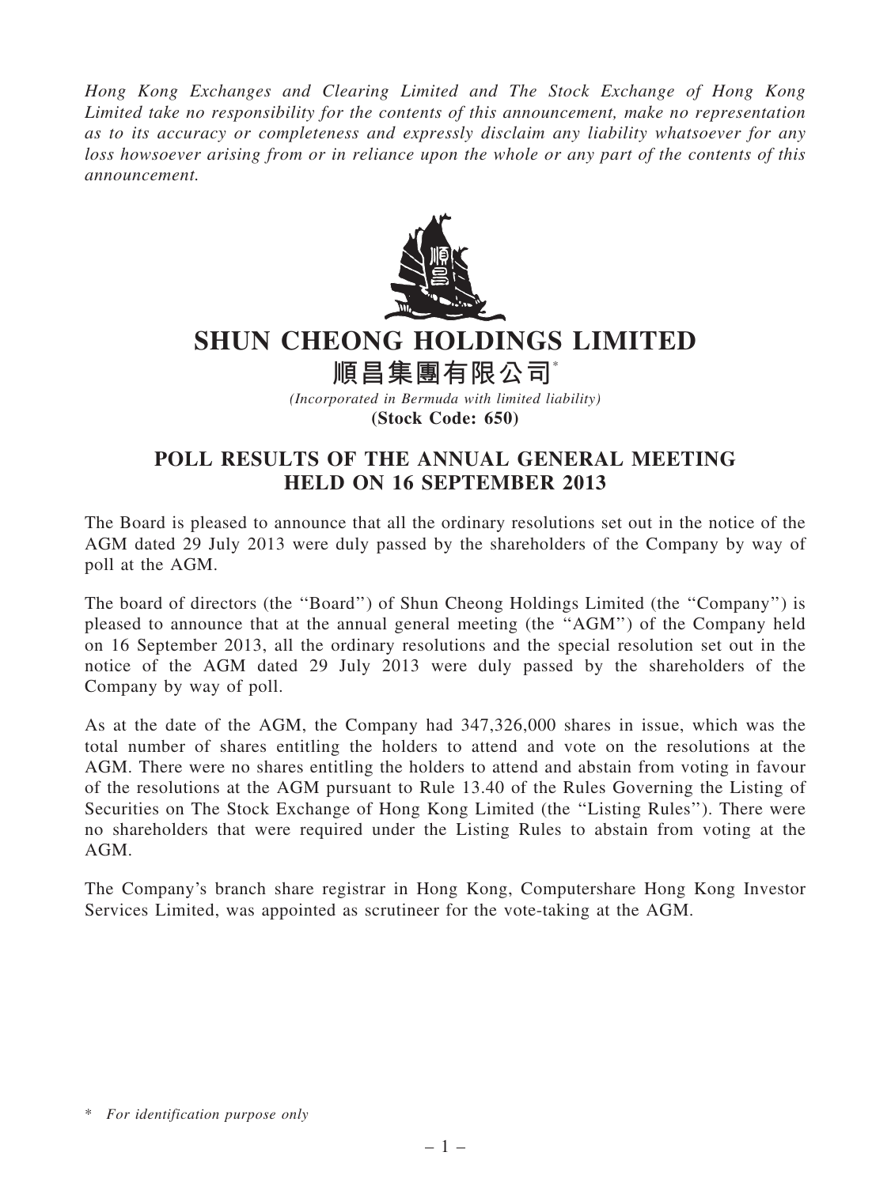*Hong Kong Exchanges and Clearing Limited and The Stock Exchange of Hong Kong Limited take no responsibility for the contents of this announcement, make no representation as to its accuracy or completeness and expressly disclaim any liability whatsoever for any loss howsoever arising from or in reliance upon the whole or any part of the contents of this announcement.*

# SHUN CHEONG HOLDINGS LIMITED

# 順昌集團有限公司*

*(Incorporated in Bermuda with limited liability)*

**(Stock Code: 650)**

## POLL RESULTS OF THE ANNUAL GENERAL MEETING HELD ON 16 SEPTEMBER 2013

The Board is pleased to announce that all the ordinary resolutions set out in the notice of the AGM dated 29 July 2013 were duly passed by the shareholders of the Company by way of poll at the AGM.

The board of directors (the "Board") of Shun Cheong Holdings Limited (the "Company") is pleased to announce that at the annual general meeting (the "AGM") of the Company held on 16 September 2013, all the ordinary resolutions and the special resolution set out in the notice of the AGM dated 29 July 2013 were duly passed by the shareholders of the Company by way of poll.

As at the date of the AGM, the Company had 347,326,000 shares in issue, which was the total number of shares entitling the holders to attend and vote on the resolutions at the AGM. There were no shares entitling the holders to attend and abstain from voting in favour of the resolutions at the AGM pursuant to Rule 13.40 of the Rules Governing the Listing of Securities on The Stock Exchange of Hong Kong Limited (the "Listing Rules"). There were no shareholders that were required under the Listing Rules to abstain from voting at the AGM.

The Company's branch share registrar in Hong Kong, Computershare Hong Kong Investor Services Limited, was appointed as scrutineer for the vote-taking at the AGM.

\* *For identification purpose only*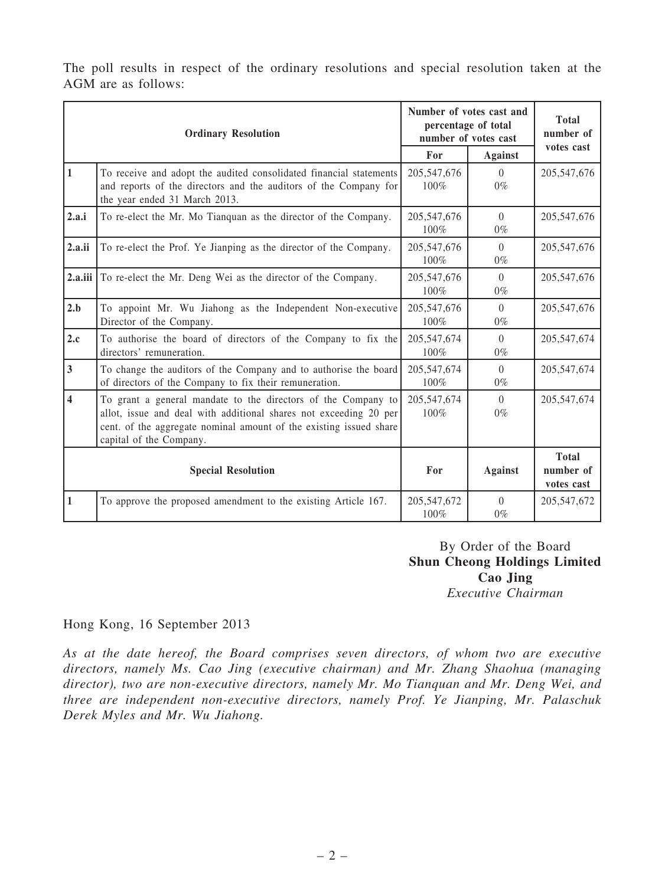The poll results in respect of the ordinary resolutions and special resolution taken at the AGM are as follows:

| | **Ordinary Resolution** | **Number of votes cast and percentage of total number of votes cast** | | **Total number of votes cast** |
|---|---|---|---|---|
| | | **For** | **Against** | |
| **1** | To receive and adopt the audited consolidated financial statements and reports of the directors and the auditors of the Company for the year ended 31 March 2013. | 205,547,676<br>100% | 0<br>0% | 205,547,676 |
| **2.a.i** | To re-elect the Mr. Mo Tianquan as the director of the Company. | 205,547,676<br>100% | 0<br>0% | 205,547,676 |
| **2.a.ii** | To re-elect the Prof. Ye Jianping as the director of the Company. | 205,547,676<br>100% | 0<br>0% | 205,547,676 |
| **2.a.iii** | To re-elect the Mr. Deng Wei as the director of the Company. | 205,547,676<br>100% | 0<br>0% | 205,547,676 |
| **2.b** | To appoint Mr. Wu Jiahong as the Independent Non-executive Director of the Company. | 205,547,676<br>100% | 0<br>0% | 205,547,676 |
| **2.c** | To authorise the board of directors of the Company to fix the directors' remuneration. | 205,547,674<br>100% | 0<br>0% | 205,547,674 |
| **3** | To change the auditors of the Company and to authorise the board of directors of the Company to fix their remuneration. | 205,547,674<br>100% | 0<br>0% | 205,547,674 |
| **4** | To grant a general mandate to the directors of the Company to allot, issue and deal with additional shares not exceeding 20 per cent. of the aggregate nominal amount of the existing issued share capital of the Company. | 205,547,674<br>100% | 0<br>0% | 205,547,674 |
| | **Special Resolution** | **For** | **Against** | **Total number of votes cast** |
| **1** | To approve the proposed amendment to the existing Article 167. | 205,547,672<br>100% | 0<br>0% | 205,547,672 |

By Order of the Board
**Shun Cheong Holdings Limited**
**Cao Jing**
*Executive Chairman*

Hong Kong, 16 September 2013

*As at the date hereof, the Board comprises seven directors, of whom two are executive directors, namely Ms. Cao Jing (executive chairman) and Mr. Zhang Shaohua (managing director), two are non-executive directors, namely Mr. Mo Tianquan and Mr. Deng Wei, and three are independent non-executive directors, namely Prof. Ye Jianping, Mr. Palaschuk Derek Myles and Mr. Wu Jiahong.*